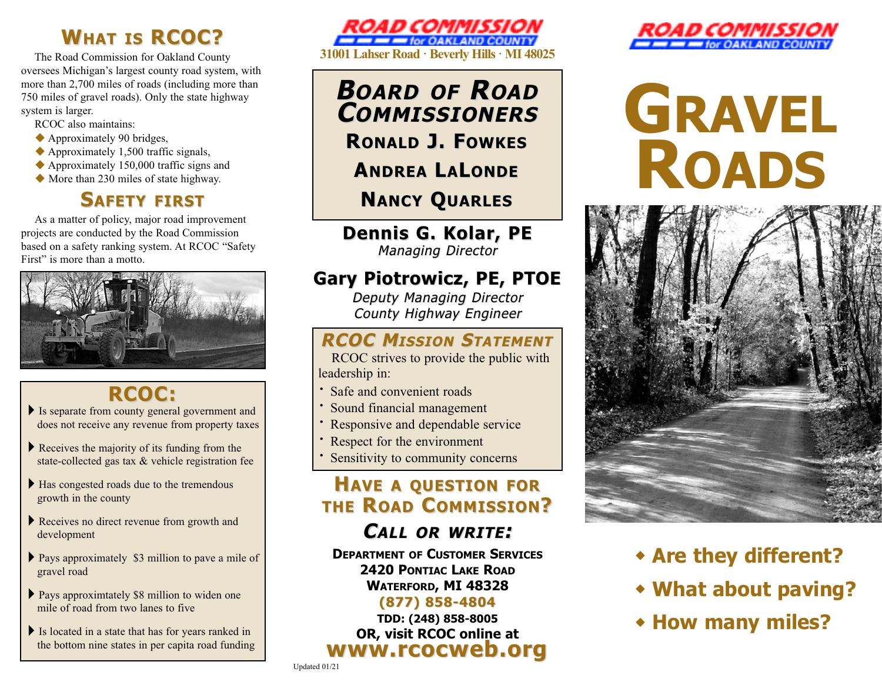## What is RCOC?

The Road Commission for Oakland County oversees Michigan's largest county road system, with more than 2,700 miles of roads (including more than 750 miles of gravel roads). Only the state highway system is larger.

RCOC also maintains:

- Approximately 90 bridges,
- Approximately 1,500 traffic signals,
- Approximately 150,000 traffic signs and
- More than 230 miles of state highway.

## Safety first

As a matter of policy, major road improvement projects are conducted by the Road Commission based on a safety ranking system. At RCOC "Safety First" is more than a motto.

## RCOC:

- Is separate from county general government and does not receive any revenue from property taxes
- Receives the majority of its funding from the state-collected gas tax & vehicle registration fee
- Has congested roads due to the tremendous growth in the county
- Receives no direct revenue from growth and development
- Pays approximately $3 million to pave a mile of gravel road
- Pays approximtately $8 million to widen one mile of road from two lanes to five
- Is located in a state that has for years ranked in the bottom nine states in per capita road funding

**ROAD COMMISSION for OAKLAND COUNTY**

**31001 Lahser Road · Beverly Hills · MI 48025**

## Board of Road Commissioners

**Ronald J. Fowkes**

**Andrea LaLonde**

**Nancy Quarles**

**Dennis G. Kolar, PE**
*Managing Director*

**Gary Piotrowicz, PE, PTOE**
*Deputy Managing Director*
*County Highway Engineer*

## RCOC Mission Statement

RCOC strives to provide the public with leadership in:

- Safe and convenient roads
- Sound financial management
- Responsive and dependable service
- Respect for the environment
- Sensitivity to community concerns

## Have a question for the Road Commission?

### Call or write:

**Department of Customer Services**
**2420 Pontiac Lake Road**
**Waterford, MI 48328**
**(877) 858-4804**
**TDD: (248) 858-8005**
**OR, visit RCOC online at**
**www.rcocweb.org**

Updated 01/21

**ROAD COMMISSION for OAKLAND COUNTY**

# Gravel Roads

- **Are they different?**
- **What about paving?**
- **How many miles?**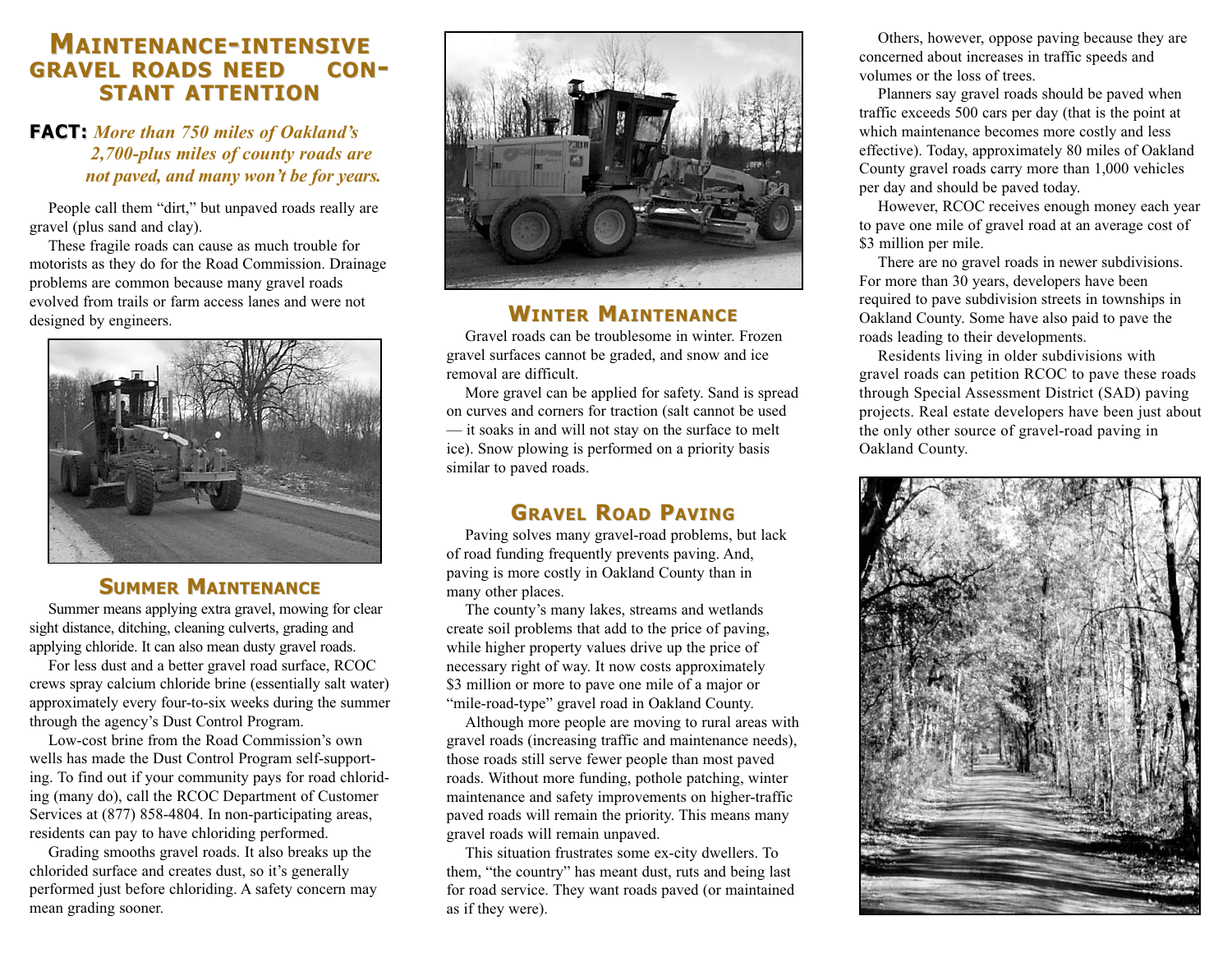# Maintenance-intensive gravel roads need constant attention

**FACT:** *More than 750 miles of Oakland's 2,700-plus miles of county roads are not paved, and many won't be for years.*

People call them "dirt," but unpaved roads really are gravel (plus sand and clay).

These fragile roads can cause as much trouble for motorists as they do for the Road Commission. Drainage problems are common because many gravel roads evolved from trails or farm access lanes and were not designed by engineers.

## Summer Maintenance

Summer means applying extra gravel, mowing for clear sight distance, ditching, cleaning culverts, grading and applying chloride. It can also mean dusty gravel roads.

For less dust and a better gravel road surface, RCOC crews spray calcium chloride brine (essentially salt water) approximately every four-to-six weeks during the summer through the agency's Dust Control Program.

Low-cost brine from the Road Commission's own wells has made the Dust Control Program self-supporting. To find out if your community pays for road chloriding (many do), call the RCOC Department of Customer Services at (877) 858-4804. In non-participating areas, residents can pay to have chloriding performed.

Grading smooths gravel roads. It also breaks up the chlorided surface and creates dust, so it's generally performed just before chloriding. A safety concern may mean grading sooner.

## Winter Maintenance

Gravel roads can be troublesome in winter. Frozen gravel surfaces cannot be graded, and snow and ice removal are difficult.

More gravel can be applied for safety. Sand is spread on curves and corners for traction (salt cannot be used — it soaks in and will not stay on the surface to melt ice). Snow plowing is performed on a priority basis similar to paved roads.

## Gravel Road Paving

Paving solves many gravel-road problems, but lack of road funding frequently prevents paving. And, paving is more costly in Oakland County than in many other places.

The county's many lakes, streams and wetlands create soil problems that add to the price of paving, while higher property values drive up the price of necessary right of way. It now costs approximately $3 million or more to pave one mile of a major or "mile-road-type" gravel road in Oakland County.

Although more people are moving to rural areas with gravel roads (increasing traffic and maintenance needs), those roads still serve fewer people than most paved roads. Without more funding, pothole patching, winter maintenance and safety improvements on higher-traffic paved roads will remain the priority. This means many gravel roads will remain unpaved.

This situation frustrates some ex-city dwellers. To them, "the country" has meant dust, ruts and being last for road service. They want roads paved (or maintained as if they were).

Others, however, oppose paving because they are concerned about increases in traffic speeds and volumes or the loss of trees.

Planners say gravel roads should be paved when traffic exceeds 500 cars per day (that is the point at which maintenance becomes more costly and less effective). Today, approximately 80 miles of Oakland County gravel roads carry more than 1,000 vehicles per day and should be paved today.

However, RCOC receives enough money each year to pave one mile of gravel road at an average cost of $3 million per mile.

There are no gravel roads in newer subdivisions. For more than 30 years, developers have been required to pave subdivision streets in townships in Oakland County. Some have also paid to pave the roads leading to their developments.

Residents living in older subdivisions with gravel roads can petition RCOC to pave these roads through Special Assessment District (SAD) paving projects. Real estate developers have been just about the only other source of gravel-road paving in Oakland County.